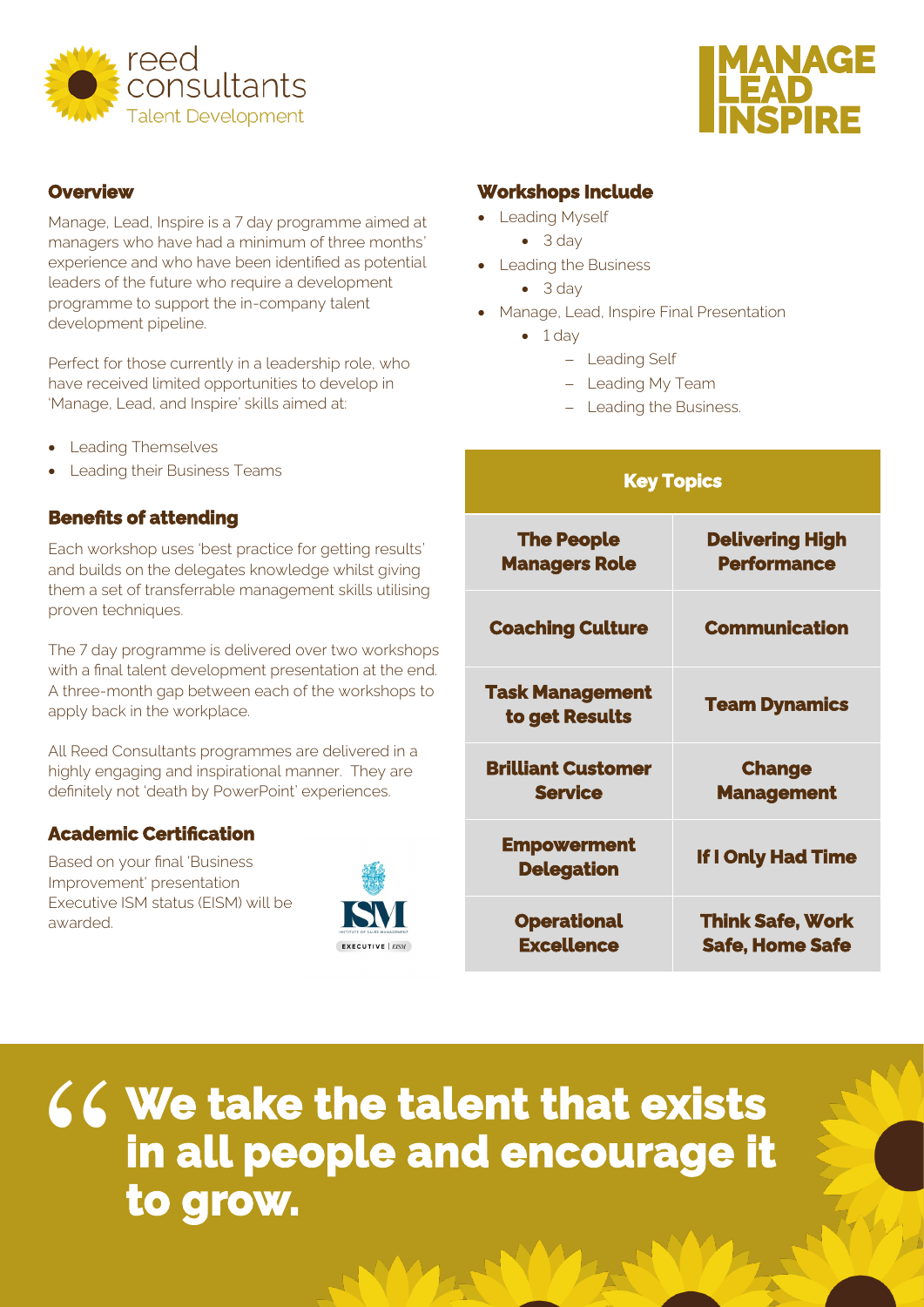reed consultants
Talent Development

# MANAGE LEAD INSPIRE

## Overview

Manage, Lead, Inspire is a 7 day programme aimed at managers who have had a minimum of three months' experience and who have been identified as potential leaders of the future who require a development programme to support the in-company talent development pipeline.

Perfect for those currently in a leadership role, who have received limited opportunities to develop in 'Manage, Lead, and Inspire' skills aimed at:

- Leading Themselves
- Leading their Business Teams

## Benefits of attending

Each workshop uses 'best practice for getting results' and builds on the delegates knowledge whilst giving them a set of transferrable management skills utilising proven techniques.

The 7 day programme is delivered over two workshops with a final talent development presentation at the end. A three-month gap between each of the workshops to apply back in the workplace.

All Reed Consultants programmes are delivered in a highly engaging and inspirational manner. They are definitely not 'death by PowerPoint' experiences.

## Academic Certification

Based on your final 'Business Improvement' presentation Executive ISM status (EISM) will be awarded.

ISM
INSTITUTE OF SALES MANAGEMENT
EXECUTIVE | EISM

## Workshops Include

- Leading Myself
  - 3 day
- Leading the Business
  - 3 day
- Manage, Lead, Inspire Final Presentation
  - 1 day
    - Leading Self
    - Leading My Team
    - Leading the Business.

| Key Topics | |
|---|---|
| **The People Managers Role** | **Delivering High Performance** |
| **Coaching Culture** | **Communication** |
| **Task Management to get Results** | **Team Dynamics** |
| **Brilliant Customer Service** | **Change Management** |
| **Empowerment Delegation** | **If I Only Had Time** |
| **Operational Excellence** | **Think Safe, Work Safe, Home Safe** |

**“We take the talent that exists in all people and encourage it to grow.**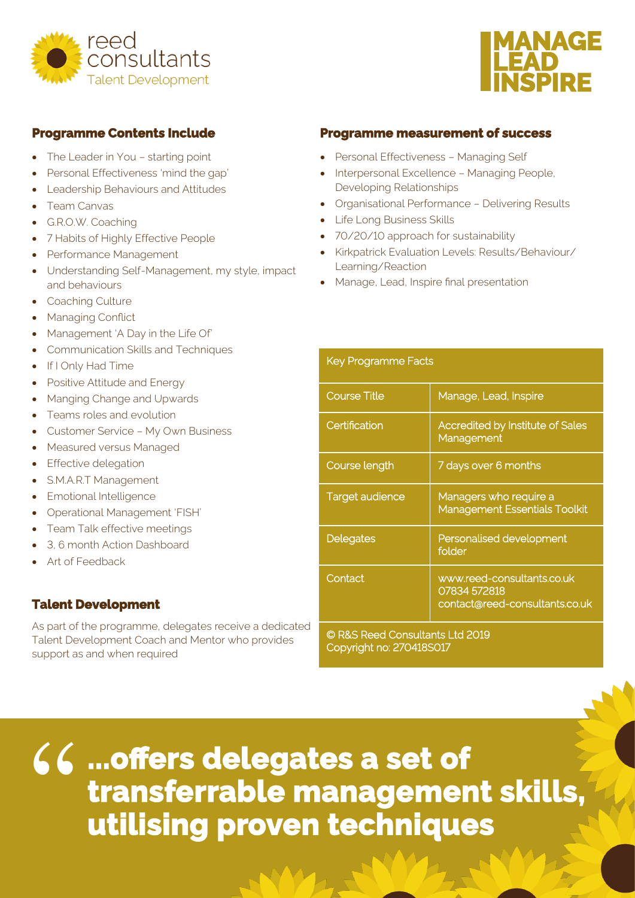reed consultants
Talent Development

MANAGE
LEAD
INSPIRE

## Programme Contents Include

- The Leader in You – starting point
- Personal Effectiveness 'mind the gap'
- Leadership Behaviours and Attitudes
- Team Canvas
- G.R.O.W. Coaching
- 7 Habits of Highly Effective People
- Performance Management
- Understanding Self-Management, my style, impact and behaviours
- Coaching Culture
- Managing Conflict
- Management 'A Day in the Life Of'
- Communication Skills and Techniques
- If I Only Had Time
- Positive Attitude and Energy
- Manging Change and Upwards
- Teams roles and evolution
- Customer Service – My Own Business
- Measured versus Managed
- Effective delegation
- S.M.A.R.T Management
- Emotional Intelligence
- Operational Management 'FISH'
- Team Talk effective meetings
- 3, 6 month Action Dashboard
- Art of Feedback

## Talent Development

As part of the programme, delegates receive a dedicated Talent Development Coach and Mentor who provides support as and when required

## Programme measurement of success

- Personal Effectiveness – Managing Self
- Interpersonal Excellence – Managing People, Developing Relationships
- Organisational Performance – Delivering Results
- Life Long Business Skills
- 70/20/10 approach for sustainability
- Kirkpatrick Evaluation Levels: Results/Behaviour/Learning/Reaction
- Manage, Lead, Inspire final presentation

| Key Programme Facts | |
|---|---|
| Course Title | Manage, Lead, Inspire |
| Certification | Accredited by Institute of Sales Management |
| Course length | 7 days over 6 months |
| Target audience | Managers who require a Management Essentials Toolkit |
| Delegates | Personalised development folder |
| Contact | www.reed-consultants.co.uk<br>07834 572818<br>contact@reed-consultants.co.uk |

© R&S Reed Consultants Ltd 2019
Copyright no: 270418S017

**"...offers delegates a set of transferrable management skills, utilising proven techniques**